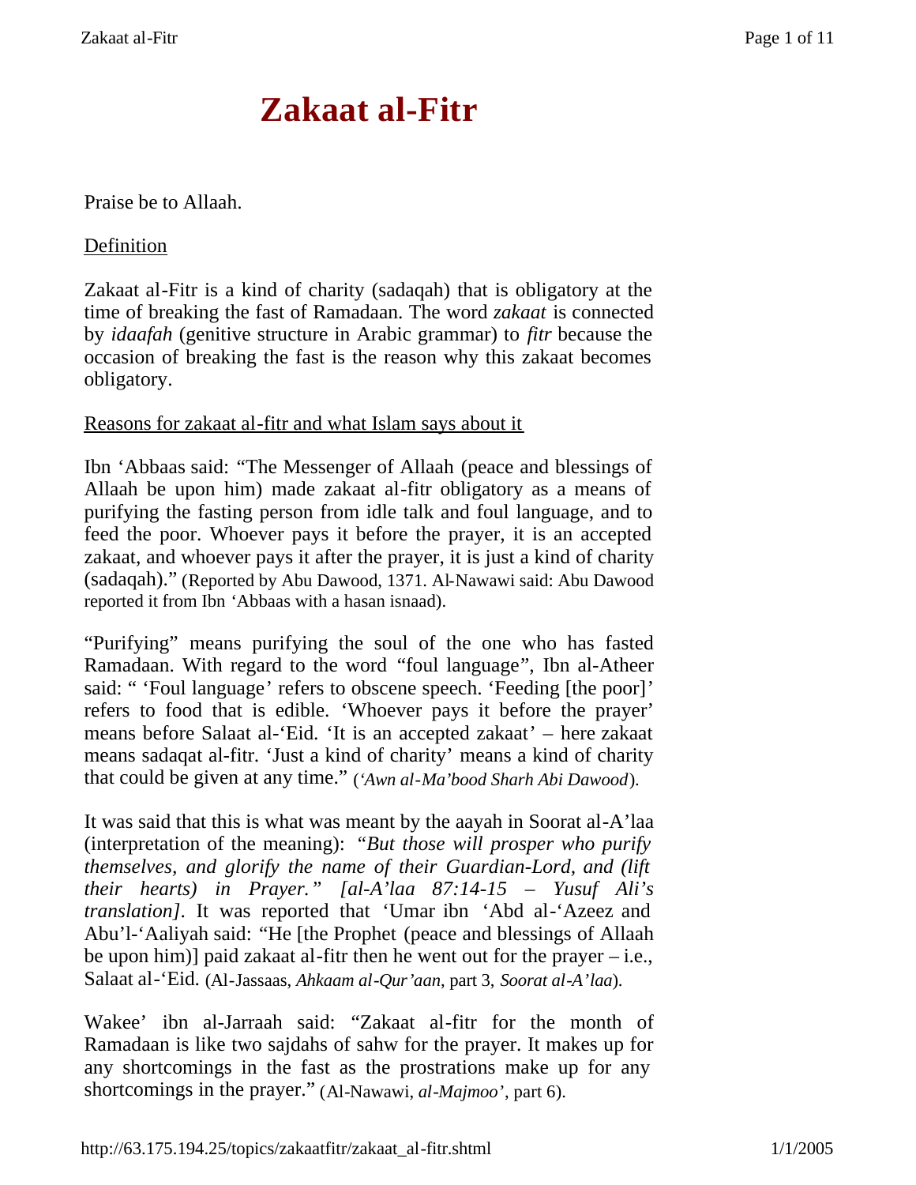# Zakaat al-Fitr

Praise be to Allaah.

Definition

Zakaat al-Fitr is a kind of charity (sadaqah) that is obligatory at the time of breaking the fast of Ramadaan. The word *zakaat* is connected by *idaafah* (genitive structure in Arabic grammar) to *fitr* because the occasion of breaking the fast is the reason why this zakaat becomes obligatory.

Reasons for zakaat al-fitr and what Islam says about it

Ibn 'Abbaas said: "The Messenger of Allaah (peace and blessings of Allaah be upon him) made zakaat al-fitr obligatory as a means of purifying the fasting person from idle talk and foul language, and to feed the poor. Whoever pays it before the prayer, it is an accepted zakaat, and whoever pays it after the prayer, it is just a kind of charity (sadaqah)." (Reported by Abu Dawood, 1371. Al-Nawawi said: Abu Dawood reported it from Ibn 'Abbaas with a hasan isnaad).

"Purifying" means purifying the soul of the one who has fasted Ramadaan. With regard to the word "foul language", Ibn al-Atheer said: " 'Foul language' refers to obscene speech. 'Feeding [the poor]' refers to food that is edible. 'Whoever pays it before the prayer' means before Salaat al-'Eid. 'It is an accepted zakaat' – here zakaat means sadaqat al-fitr. 'Just a kind of charity' means a kind of charity that could be given at any time." (*'Awn al-Ma'bood Sharh Abi Dawood*).

It was said that this is what was meant by the aayah in Soorat al-A'laa (interpretation of the meaning): *"But those will prosper who purify themselves, and glorify the name of their Guardian-Lord, and (lift their hearts) in Prayer." [al-A'laa 87:14-15 – Yusuf Ali's translation]*. It was reported that 'Umar ibn 'Abd al-'Azeez and Abu'l-'Aaliyah said: "He [the Prophet (peace and blessings of Allaah be upon him)] paid zakaat al-fitr then he went out for the prayer – i.e., Salaat al-'Eid. (Al-Jassaas, *Ahkaam al-Qur'aan*, part 3, *Soorat al-A'laa*).

Wakee' ibn al-Jarraah said: "Zakaat al-fitr for the month of Ramadaan is like two sajdahs of sahw for the prayer. It makes up for any shortcomings in the fast as the prostrations make up for any shortcomings in the prayer." (Al-Nawawi, *al-Majmoo'*, part 6).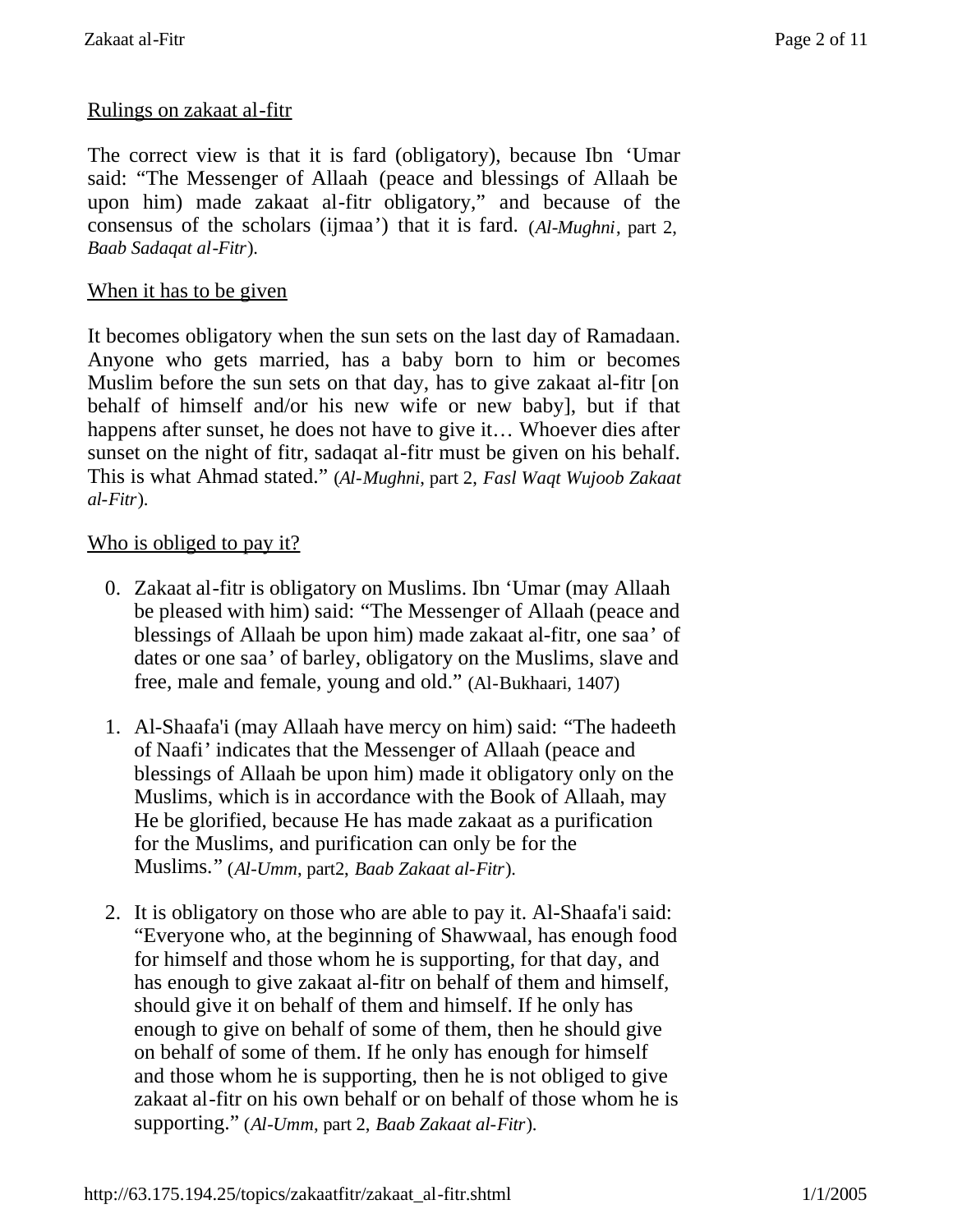Rulings on zakaat al-fitr

The correct view is that it is fard (obligatory), because Ibn 'Umar said: "The Messenger of Allaah (peace and blessings of Allaah be upon him) made zakaat al-fitr obligatory," and because of the consensus of the scholars (ijmaa') that it is fard. (*Al-Mughni*, part 2, *Baab Sadaqat al-Fitr*).

When it has to be given

It becomes obligatory when the sun sets on the last day of Ramadaan. Anyone who gets married, has a baby born to him or becomes Muslim before the sun sets on that day, has to give zakaat al-fitr [on behalf of himself and/or his new wife or new baby], but if that happens after sunset, he does not have to give it… Whoever dies after sunset on the night of fitr, sadaqat al-fitr must be given on his behalf. This is what Ahmad stated." (*Al-Mughni*, part 2, *Fasl Waqt Wujoob Zakaat al-Fitr*).

Who is obliged to pay it?

0. Zakaat al-fitr is obligatory on Muslims. Ibn 'Umar (may Allaah be pleased with him) said: "The Messenger of Allaah (peace and blessings of Allaah be upon him) made zakaat al-fitr, one saa' of dates or one saa' of barley, obligatory on the Muslims, slave and free, male and female, young and old." (Al-Bukhaari, 1407)

1. Al-Shaafa'i (may Allaah have mercy on him) said: "The hadeeth of Naafi' indicates that the Messenger of Allaah (peace and blessings of Allaah be upon him) made it obligatory only on the Muslims, which is in accordance with the Book of Allaah, may He be glorified, because He has made zakaat as a purification for the Muslims, and purification can only be for the Muslims." (*Al-Umm*, part2, *Baab Zakaat al-Fitr*).

2. It is obligatory on those who are able to pay it. Al-Shaafa'i said: "Everyone who, at the beginning of Shawwaal, has enough food for himself and those whom he is supporting, for that day, and has enough to give zakaat al-fitr on behalf of them and himself, should give it on behalf of them and himself. If he only has enough to give on behalf of some of them, then he should give on behalf of some of them. If he only has enough for himself and those whom he is supporting, then he is not obliged to give zakaat al-fitr on his own behalf or on behalf of those whom he is supporting." (*Al-Umm*, part 2, *Baab Zakaat al-Fitr*).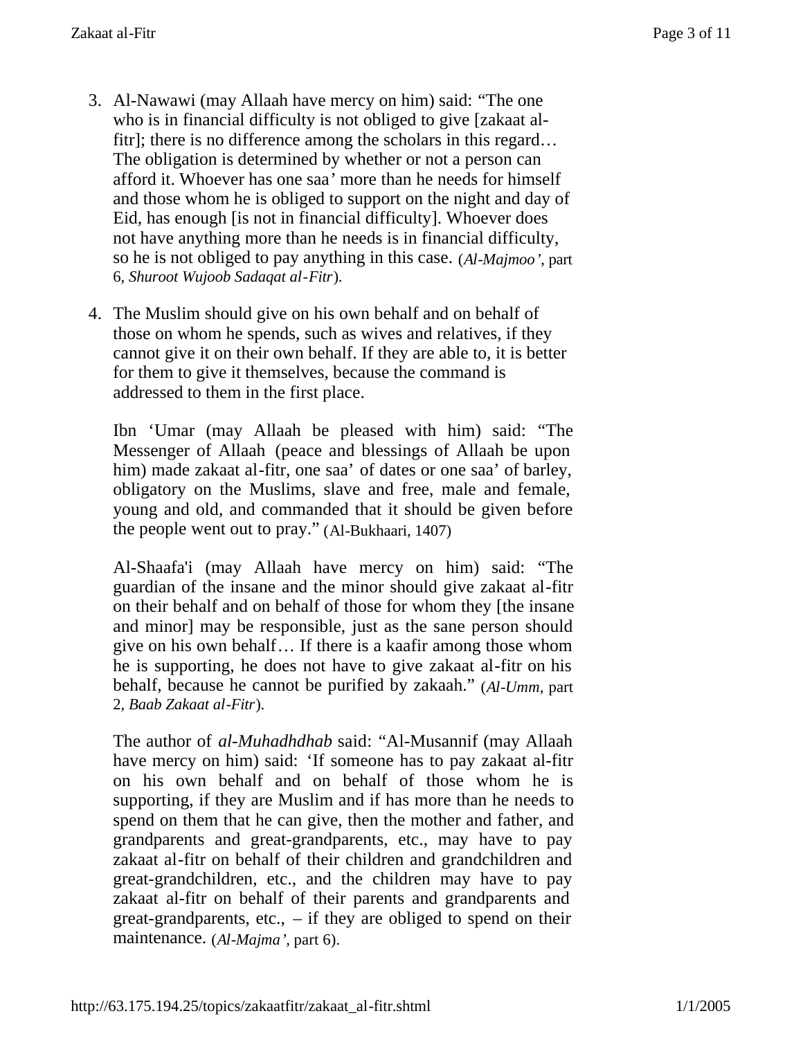3. Al-Nawawi (may Allaah have mercy on him) said: “The one who is in financial difficulty is not obliged to give [zakaat al-fitr]; there is no difference among the scholars in this regard… The obligation is determined by whether or not a person can afford it. Whoever has one saa’ more than he needs for himself and those whom he is obliged to support on the night and day of Eid, has enough [is not in financial difficulty]. Whoever does not have anything more than he needs is in financial difficulty, so he is not obliged to pay anything in this case. (*Al-Majmoo’*, part 6, *Shuroot Wujoob Sadaqat al-Fitr*).

4. The Muslim should give on his own behalf and on behalf of those on whom he spends, such as wives and relatives, if they cannot give it on their own behalf. If they are able to, it is better for them to give it themselves, because the command is addressed to them in the first place.

   Ibn ‘Umar (may Allaah be pleased with him) said: “The Messenger of Allaah (peace and blessings of Allaah be upon him) made zakaat al-fitr, one saa’ of dates or one saa’ of barley, obligatory on the Muslims, slave and free, male and female, young and old, and commanded that it should be given before the people went out to pray.” (Al-Bukhaari, 1407)

   Al-Shaafa'i (may Allaah have mercy on him) said: “The guardian of the insane and the minor should give zakaat al-fitr on their behalf and on behalf of those for whom they [the insane and minor] may be responsible, just as the sane person should give on his own behalf… If there is a kaafir among those whom he is supporting, he does not have to give zakaat al-fitr on his behalf, because he cannot be purified by zakaah.” (*Al-Umm*, part 2, *Baab Zakaat al-Fitr*).

   The author of *al-Muhadhdhab* said: “Al-Musannif (may Allaah have mercy on him) said: ‘If someone has to pay zakaat al-fitr on his own behalf and on behalf of those whom he is supporting, if they are Muslim and if has more than he needs to spend on them that he can give, then the mother and father, and grandparents and great-grandparents, etc., may have to pay zakaat al-fitr on behalf of their children and grandchildren and great-grandchildren, etc., and the children may have to pay zakaat al-fitr on behalf of their parents and grandparents and great-grandparents, etc., – if they are obliged to spend on their maintenance. (*Al-Majma’*, part 6).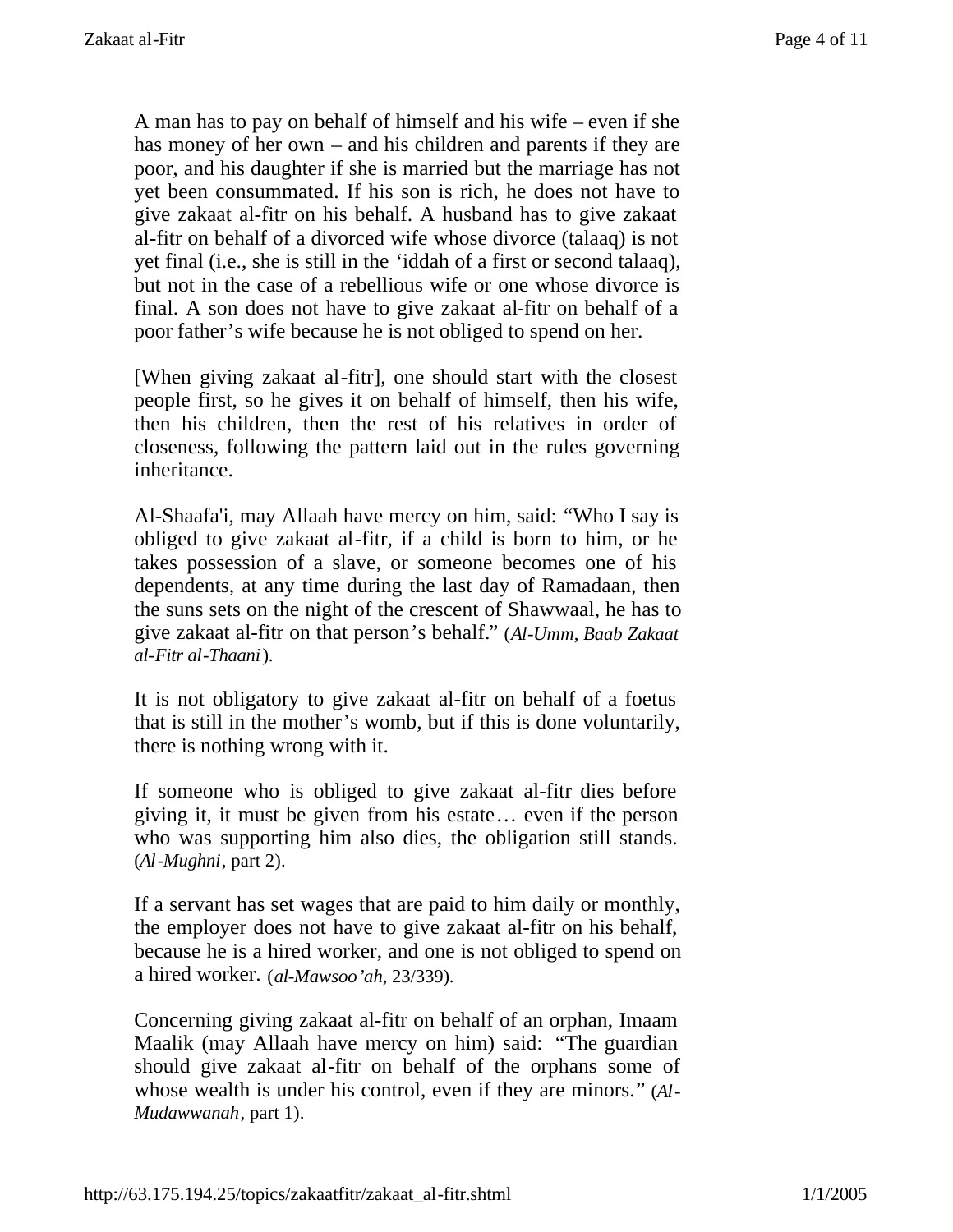A man has to pay on behalf of himself and his wife – even if she has money of her own – and his children and parents if they are poor, and his daughter if she is married but the marriage has not yet been consummated. If his son is rich, he does not have to give zakaat al-fitr on his behalf. A husband has to give zakaat al-fitr on behalf of a divorced wife whose divorce (talaaq) is not yet final (i.e., she is still in the ‘iddah of a first or second talaaq), but not in the case of a rebellious wife or one whose divorce is final. A son does not have to give zakaat al-fitr on behalf of a poor father’s wife because he is not obliged to spend on her.

[When giving zakaat al-fitr], one should start with the closest people first, so he gives it on behalf of himself, then his wife, then his children, then the rest of his relatives in order of closeness, following the pattern laid out in the rules governing inheritance.

Al-Shaafa'i, may Allaah have mercy on him, said: “Who I say is obliged to give zakaat al-fitr, if a child is born to him, or he takes possession of a slave, or someone becomes one of his dependents, at any time during the last day of Ramadaan, then the suns sets on the night of the crescent of Shawwaal, he has to give zakaat al-fitr on that person’s behalf.” (*Al-Umm, Baab Zakaat al-Fitr al-Thaani*).

It is not obligatory to give zakaat al-fitr on behalf of a foetus that is still in the mother’s womb, but if this is done voluntarily, there is nothing wrong with it.

If someone who is obliged to give zakaat al-fitr dies before giving it, it must be given from his estate… even if the person who was supporting him also dies, the obligation still stands. (*Al-Mughni*, part 2).

If a servant has set wages that are paid to him daily or monthly, the employer does not have to give zakaat al-fitr on his behalf, because he is a hired worker, and one is not obliged to spend on a hired worker. (*al-Mawsoo’ah*, 23/339).

Concerning giving zakaat al-fitr on behalf of an orphan, Imaam Maalik (may Allaah have mercy on him) said: “The guardian should give zakaat al-fitr on behalf of the orphans some of whose wealth is under his control, even if they are minors.” (*Al-Mudawwanah*, part 1).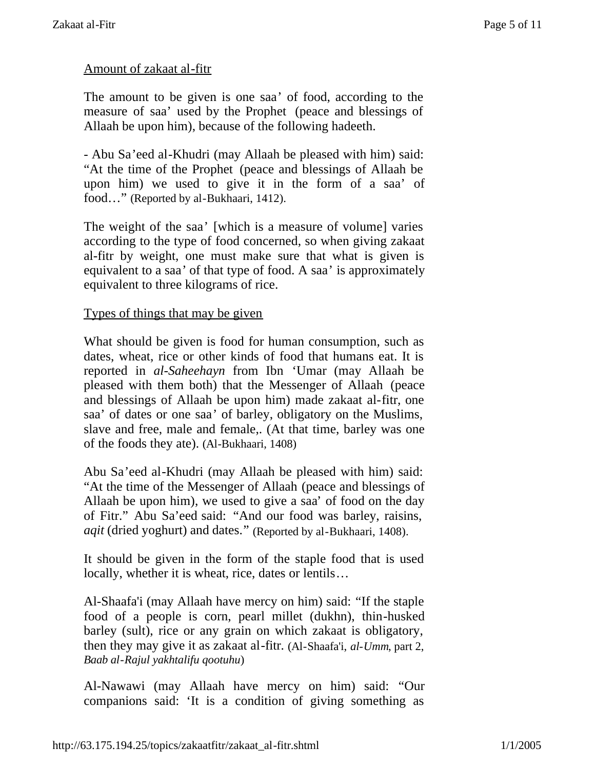Amount of zakaat al-fitr

The amount to be given is one saa' of food, according to the measure of saa' used by the Prophet (peace and blessings of Allaah be upon him), because of the following hadeeth.

- Abu Sa'eed al-Khudri (may Allaah be pleased with him) said: "At the time of the Prophet (peace and blessings of Allaah be upon him) we used to give it in the form of a saa' of food…" (Reported by al-Bukhaari, 1412).

The weight of the saa' [which is a measure of volume] varies according to the type of food concerned, so when giving zakaat al-fitr by weight, one must make sure that what is given is equivalent to a saa' of that type of food. A saa' is approximately equivalent to three kilograms of rice.

Types of things that may be given

What should be given is food for human consumption, such as dates, wheat, rice or other kinds of food that humans eat. It is reported in *al-Saheehayn* from Ibn 'Umar (may Allaah be pleased with them both) that the Messenger of Allaah (peace and blessings of Allaah be upon him) made zakaat al-fitr, one saa' of dates or one saa' of barley, obligatory on the Muslims, slave and free, male and female,. (At that time, barley was one of the foods they ate). (Al-Bukhaari, 1408)

Abu Sa'eed al-Khudri (may Allaah be pleased with him) said: "At the time of the Messenger of Allaah (peace and blessings of Allaah be upon him), we used to give a saa' of food on the day of Fitr." Abu Sa'eed said: "And our food was barley, raisins, *aqit* (dried yoghurt) and dates." (Reported by al-Bukhaari, 1408).

It should be given in the form of the staple food that is used locally, whether it is wheat, rice, dates or lentils…

Al-Shaafa'i (may Allaah have mercy on him) said: "If the staple food of a people is corn, pearl millet (dukhn), thin-husked barley (sult), rice or any grain on which zakaat is obligatory, then they may give it as zakaat al-fitr. (Al-Shaafa'i, *al-Umm*, part 2, *Baab al-Rajul yakhtalifu qootuhu*)

Al-Nawawi (may Allaah have mercy on him) said: "Our companions said: 'It is a condition of giving something as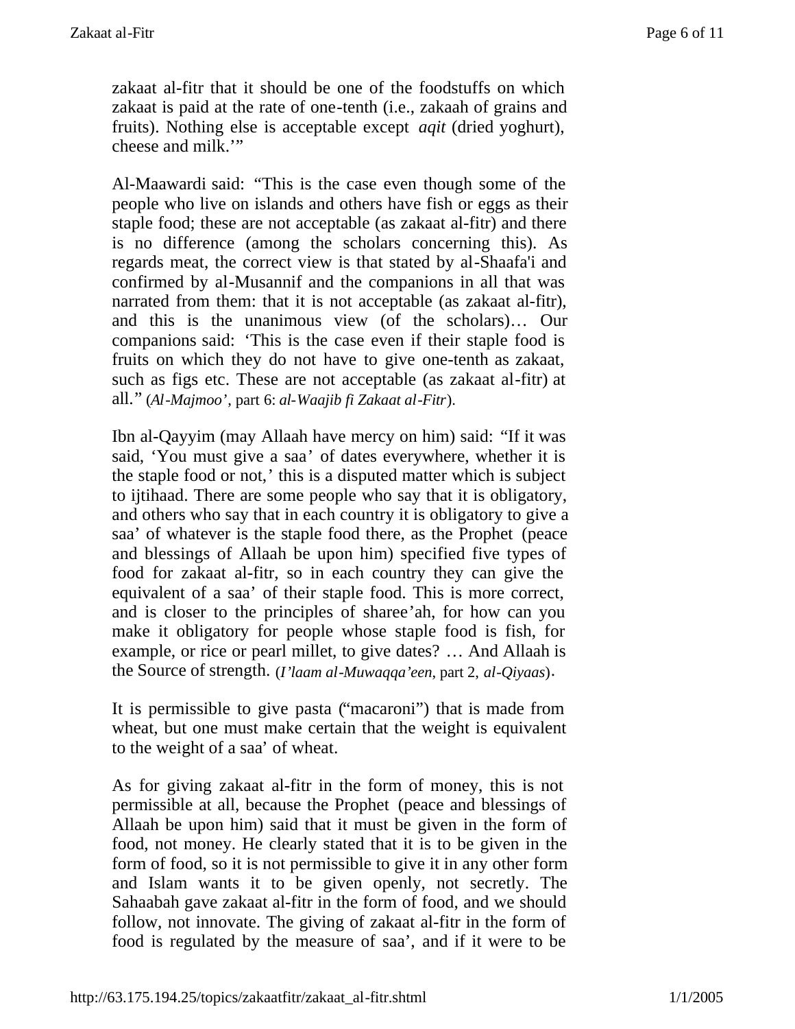zakaat al-fitr that it should be one of the foodstuffs on which zakaat is paid at the rate of one-tenth (i.e., zakaah of grains and fruits). Nothing else is acceptable except *aqit* (dried yoghurt), cheese and milk.'"

Al-Maawardi said: "This is the case even though some of the people who live on islands and others have fish or eggs as their staple food; these are not acceptable (as zakaat al-fitr) and there is no difference (among the scholars concerning this). As regards meat, the correct view is that stated by al-Shaafa'i and confirmed by al-Musannif and the companions in all that was narrated from them: that it is not acceptable (as zakaat al-fitr), and this is the unanimous view (of the scholars)… Our companions said: 'This is the case even if their staple food is fruits on which they do not have to give one-tenth as zakaat, such as figs etc. These are not acceptable (as zakaat al-fitr) at all." (*Al-Majmoo'*, part 6: *al-Waajib fi Zakaat al-Fitr*).

Ibn al-Qayyim (may Allaah have mercy on him) said: "If it was said, 'You must give a saa' of dates everywhere, whether it is the staple food or not,' this is a disputed matter which is subject to ijtihaad. There are some people who say that it is obligatory, and others who say that in each country it is obligatory to give a saa' of whatever is the staple food there, as the Prophet (peace and blessings of Allaah be upon him) specified five types of food for zakaat al-fitr, so in each country they can give the equivalent of a saa' of their staple food. This is more correct, and is closer to the principles of sharee'ah, for how can you make it obligatory for people whose staple food is fish, for example, or rice or pearl millet, to give dates? … And Allaah is the Source of strength. (*I'laam al-Muwaqqa'een*, part 2, *al-Qiyaas*).

It is permissible to give pasta ("macaroni") that is made from wheat, but one must make certain that the weight is equivalent to the weight of a saa' of wheat.

As for giving zakaat al-fitr in the form of money, this is not permissible at all, because the Prophet (peace and blessings of Allaah be upon him) said that it must be given in the form of food, not money. He clearly stated that it is to be given in the form of food, so it is not permissible to give it in any other form and Islam wants it to be given openly, not secretly. The Sahaabah gave zakaat al-fitr in the form of food, and we should follow, not innovate. The giving of zakaat al-fitr in the form of food is regulated by the measure of saa', and if it were to be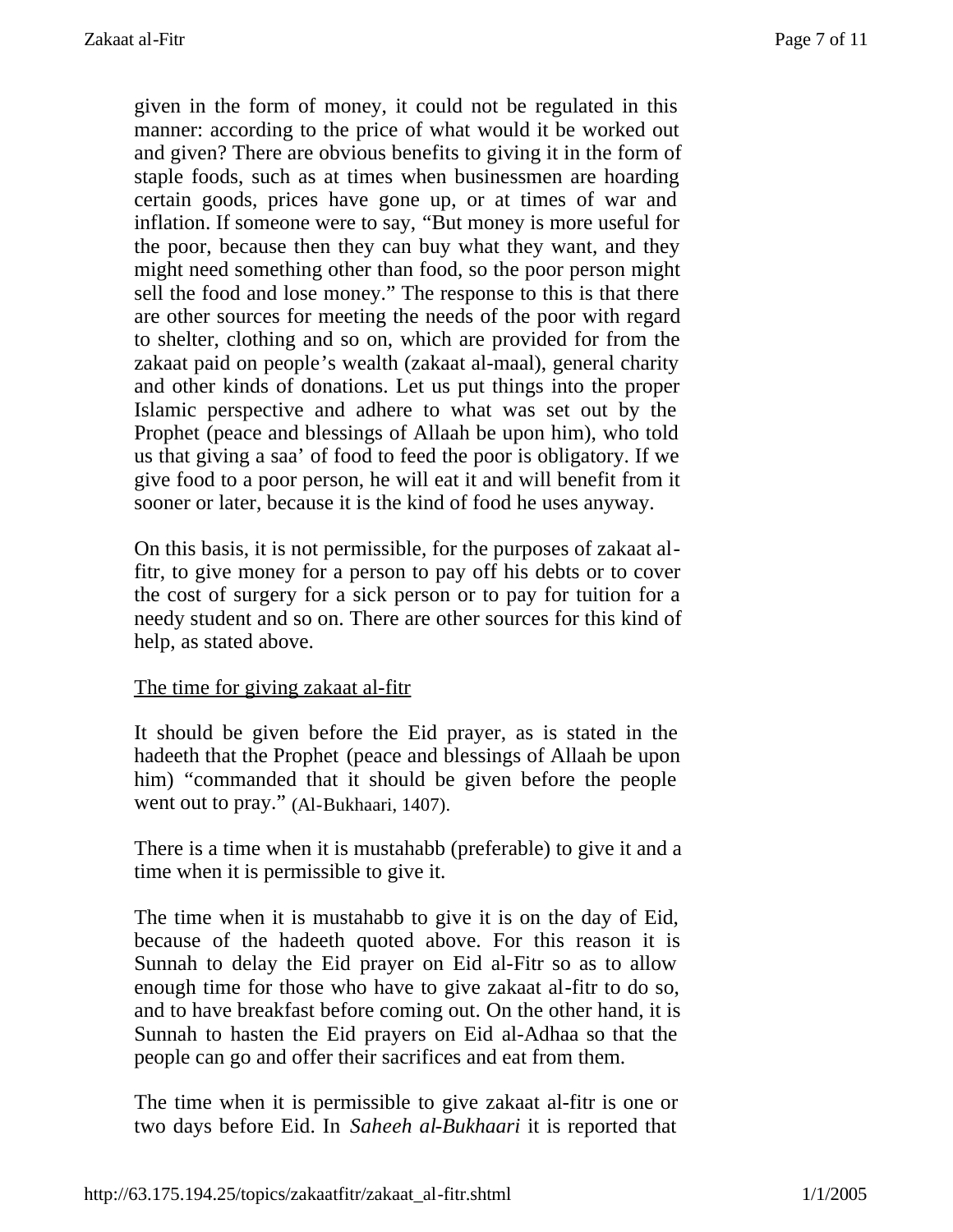given in the form of money, it could not be regulated in this manner: according to the price of what would it be worked out and given? There are obvious benefits to giving it in the form of staple foods, such as at times when businessmen are hoarding certain goods, prices have gone up, or at times of war and inflation. If someone were to say, “But money is more useful for the poor, because then they can buy what they want, and they might need something other than food, so the poor person might sell the food and lose money.” The response to this is that there are other sources for meeting the needs of the poor with regard to shelter, clothing and so on, which are provided for from the zakaat paid on people’s wealth (zakaat al-maal), general charity and other kinds of donations. Let us put things into the proper Islamic perspective and adhere to what was set out by the Prophet (peace and blessings of Allaah be upon him), who told us that giving a saa’ of food to feed the poor is obligatory. If we give food to a poor person, he will eat it and will benefit from it sooner or later, because it is the kind of food he uses anyway.

On this basis, it is not permissible, for the purposes of zakaat al-fitr, to give money for a person to pay off his debts or to cover the cost of surgery for a sick person or to pay for tuition for a needy student and so on. There are other sources for this kind of help, as stated above.

<u>The time for giving zakaat al-fitr</u>

It should be given before the Eid prayer, as is stated in the hadeeth that the Prophet (peace and blessings of Allaah be upon him) “commanded that it should be given before the people went out to pray.” (Al-Bukhaari, 1407).

There is a time when it is mustahabb (preferable) to give it and a time when it is permissible to give it.

The time when it is mustahabb to give it is on the day of Eid, because of the hadeeth quoted above. For this reason it is Sunnah to delay the Eid prayer on Eid al-Fitr so as to allow enough time for those who have to give zakaat al-fitr to do so, and to have breakfast before coming out. On the other hand, it is Sunnah to hasten the Eid prayers on Eid al-Adhaa so that the people can go and offer their sacrifices and eat from them.

The time when it is permissible to give zakaat al-fitr is one or two days before Eid. In *Saheeh al-Bukhaari* it is reported that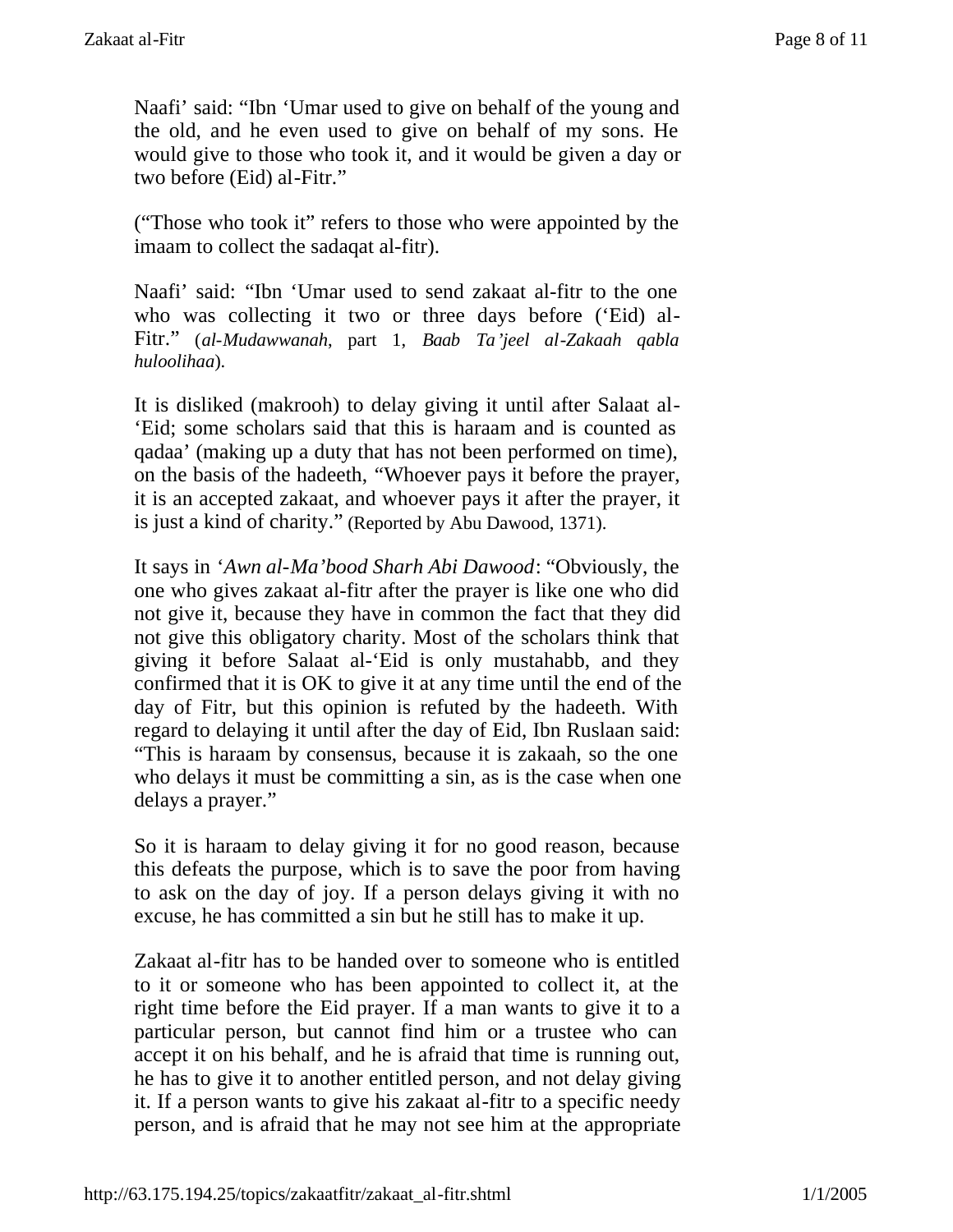Naafi' said: "Ibn 'Umar used to give on behalf of the young and the old, and he even used to give on behalf of my sons. He would give to those who took it, and it would be given a day or two before (Eid) al-Fitr."

("Those who took it" refers to those who were appointed by the imaam to collect the sadaqat al-fitr).

Naafi' said: "Ibn 'Umar used to send zakaat al-fitr to the one who was collecting it two or three days before ('Eid) al-Fitr." (*al-Mudawwanah*, part 1, *Baab Ta'jeel al-Zakaah qabla huloolihaa*).

It is disliked (makrooh) to delay giving it until after Salaat al-'Eid; some scholars said that this is haraam and is counted as qadaa' (making up a duty that has not been performed on time), on the basis of the hadeeth, "Whoever pays it before the prayer, it is an accepted zakaat, and whoever pays it after the prayer, it is just a kind of charity." (Reported by Abu Dawood, 1371).

It says in *'Awn al-Ma'bood Sharh Abi Dawood*: "Obviously, the one who gives zakaat al-fitr after the prayer is like one who did not give it, because they have in common the fact that they did not give this obligatory charity. Most of the scholars think that giving it before Salaat al-'Eid is only mustahabb, and they confirmed that it is OK to give it at any time until the end of the day of Fitr, but this opinion is refuted by the hadeeth. With regard to delaying it until after the day of Eid, Ibn Ruslaan said: "This is haraam by consensus, because it is zakaah, so the one who delays it must be committing a sin, as is the case when one delays a prayer."

So it is haraam to delay giving it for no good reason, because this defeats the purpose, which is to save the poor from having to ask on the day of joy. If a person delays giving it with no excuse, he has committed a sin but he still has to make it up.

Zakaat al-fitr has to be handed over to someone who is entitled to it or someone who has been appointed to collect it, at the right time before the Eid prayer. If a man wants to give it to a particular person, but cannot find him or a trustee who can accept it on his behalf, and he is afraid that time is running out, he has to give it to another entitled person, and not delay giving it. If a person wants to give his zakaat al-fitr to a specific needy person, and is afraid that he may not see him at the appropriate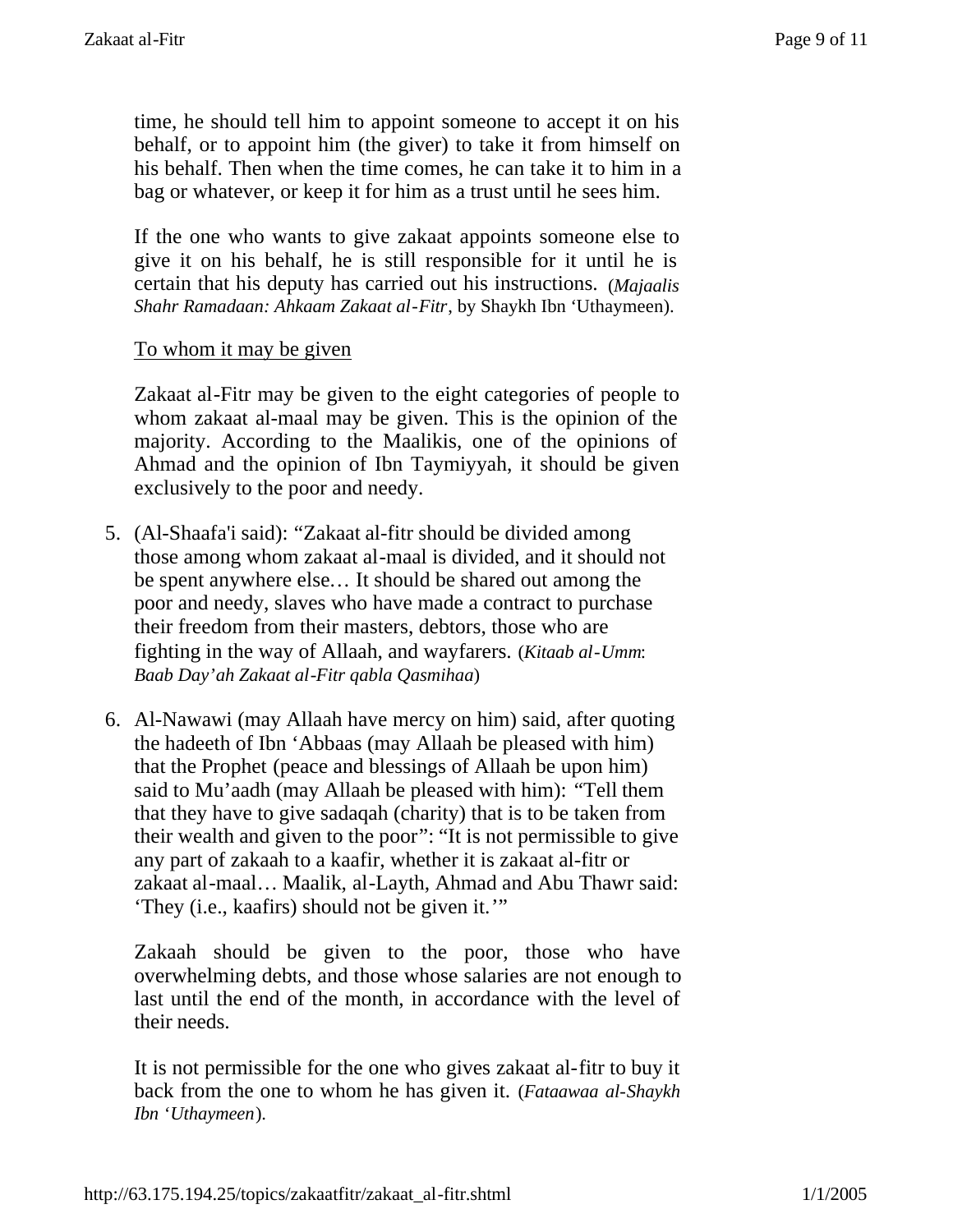time, he should tell him to appoint someone to accept it on his behalf, or to appoint him (the giver) to take it from himself on his behalf. Then when the time comes, he can take it to him in a bag or whatever, or keep it for him as a trust until he sees him.

If the one who wants to give zakaat appoints someone else to give it on his behalf, he is still responsible for it until he is certain that his deputy has carried out his instructions. (*Majaalis Shahr Ramadaan: Ahkaam Zakaat al-Fitr*, by Shaykh Ibn 'Uthaymeen).

<u>To whom it may be given</u>

Zakaat al-Fitr may be given to the eight categories of people to whom zakaat al-maal may be given. This is the opinion of the majority. According to the Maalikis, one of the opinions of Ahmad and the opinion of Ibn Taymiyyah, it should be given exclusively to the poor and needy.

5. (Al-Shaafa'i said): "Zakaat al-fitr should be divided among those among whom zakaat al-maal is divided, and it should not be spent anywhere else… It should be shared out among the poor and needy, slaves who have made a contract to purchase their freedom from their masters, debtors, those who are fighting in the way of Allaah, and wayfarers. (*Kitaab al-Umm*: *Baab Day'ah Zakaat al-Fitr qabla Qasmihaa*)

6. Al-Nawawi (may Allaah have mercy on him) said, after quoting the hadeeth of Ibn 'Abbaas (may Allaah be pleased with him) that the Prophet (peace and blessings of Allaah be upon him) said to Mu'aadh (may Allaah be pleased with him): "Tell them that they have to give sadaqah (charity) that is to be taken from their wealth and given to the poor": "It is not permissible to give any part of zakaah to a kaafir, whether it is zakaat al-fitr or zakaat al-maal… Maalik, al-Layth, Ahmad and Abu Thawr said: 'They (i.e., kaafirs) should not be given it.'"

Zakaah should be given to the poor, those who have overwhelming debts, and those whose salaries are not enough to last until the end of the month, in accordance with the level of their needs.

It is not permissible for the one who gives zakaat al-fitr to buy it back from the one to whom he has given it. (*Fataawaa al-Shaykh Ibn 'Uthaymeen*).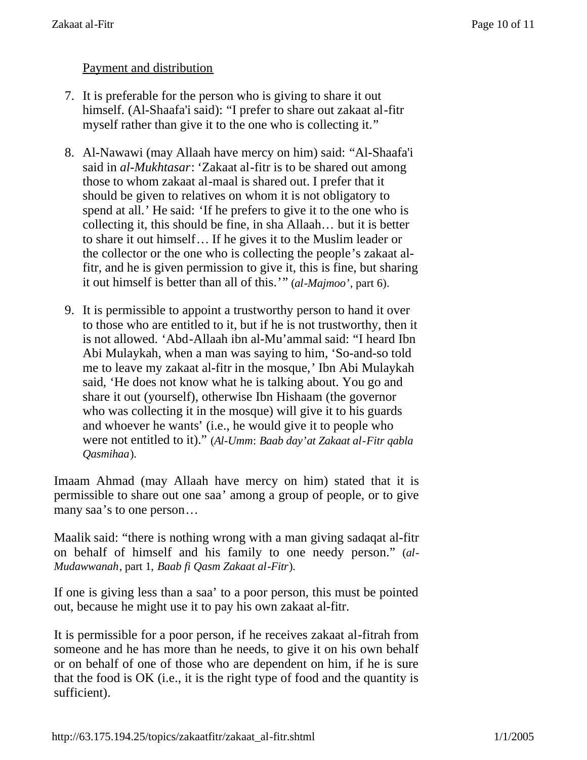<u>Payment and distribution</u>

7. It is preferable for the person who is giving to share it out himself. (Al-Shaafa'i said): "I prefer to share out zakaat al-fitr myself rather than give it to the one who is collecting it."

8. Al-Nawawi (may Allaah have mercy on him) said: "Al-Shaafa'i said in *al-Mukhtasar*: 'Zakaat al-fitr is to be shared out among those to whom zakaat al-maal is shared out. I prefer that it should be given to relatives on whom it is not obligatory to spend at all.' He said: 'If he prefers to give it to the one who is collecting it, this should be fine, in sha Allaah… but it is better to share it out himself… If he gives it to the Muslim leader or the collector or the one who is collecting the people's zakaat al-fitr, and he is given permission to give it, this is fine, but sharing it out himself is better than all of this.'" (*al-Majmoo'*, part 6).

9. It is permissible to appoint a trustworthy person to hand it over to those who are entitled to it, but if he is not trustworthy, then it is not allowed. 'Abd-Allaah ibn al-Mu'ammal said: "I heard Ibn Abi Mulaykah, when a man was saying to him, 'So-and-so told me to leave my zakaat al-fitr in the mosque,' Ibn Abi Mulaykah said, 'He does not know what he is talking about. You go and share it out (yourself), otherwise Ibn Hishaam (the governor who was collecting it in the mosque) will give it to his guards and whoever he wants' (i.e., he would give it to people who were not entitled to it)." (*Al-Umm*: *Baab day'at Zakaat al-Fitr qabla Qasmihaa*).

Imaam Ahmad (may Allaah have mercy on him) stated that it is permissible to share out one saa' among a group of people, or to give many saa's to one person…

Maalik said: "there is nothing wrong with a man giving sadaqat al-fitr on behalf of himself and his family to one needy person." (*al-Mudawwanah*, part 1, *Baab fi Qasm Zakaat al-Fitr*).

If one is giving less than a saa' to a poor person, this must be pointed out, because he might use it to pay his own zakaat al-fitr.

It is permissible for a poor person, if he receives zakaat al-fitrah from someone and he has more than he needs, to give it on his own behalf or on behalf of one of those who are dependent on him, if he is sure that the food is OK (i.e., it is the right type of food and the quantity is sufficient).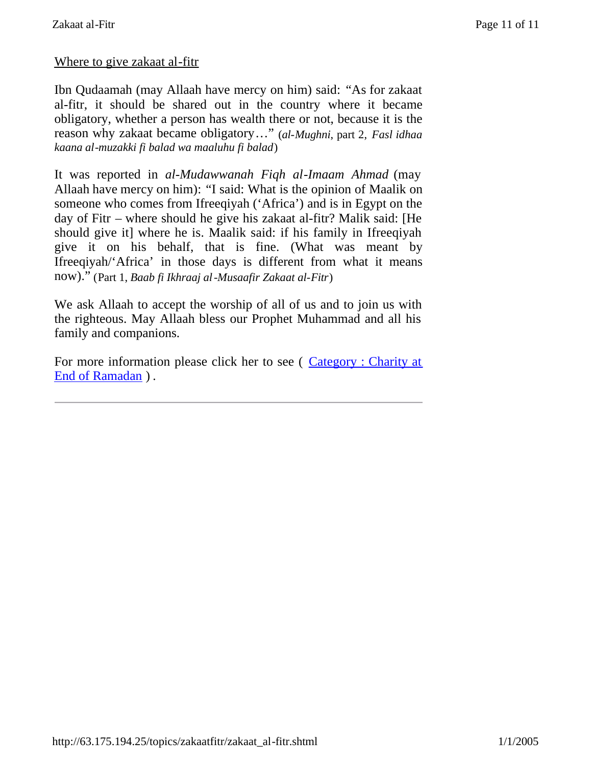Where to give zakaat al-fitr

Ibn Qudaamah (may Allaah have mercy on him) said: “As for zakaat al-fitr, it should be shared out in the country where it became obligatory, whether a person has wealth there or not, because it is the reason why zakaat became obligatory…” (*al-Mughni*, part 2, *Fasl idhaa kaana al-muzakki fi balad wa maaluhu fi balad*)

It was reported in *al-Mudawwanah Fiqh al-Imaam Ahmad* (may Allaah have mercy on him): “I said: What is the opinion of Maalik on someone who comes from Ifreeqiyah (‘Africa’) and is in Egypt on the day of Fitr – where should he give his zakaat al-fitr? Malik said: [He should give it] where he is. Maalik said: if his family in Ifreeqiyah give it on his behalf, that is fine. (What was meant by Ifreeqiyah/‘Africa’ in those days is different from what it means now).” (Part 1, *Baab fi Ikhraaj al-Musaafir Zakaat al-Fitr*)

We ask Allaah to accept the worship of all of us and to join us with the righteous. May Allaah bless our Prophet Muhammad and all his family and companions.

For more information please click her to see ( Category : Charity at End of Ramadan ) .

---